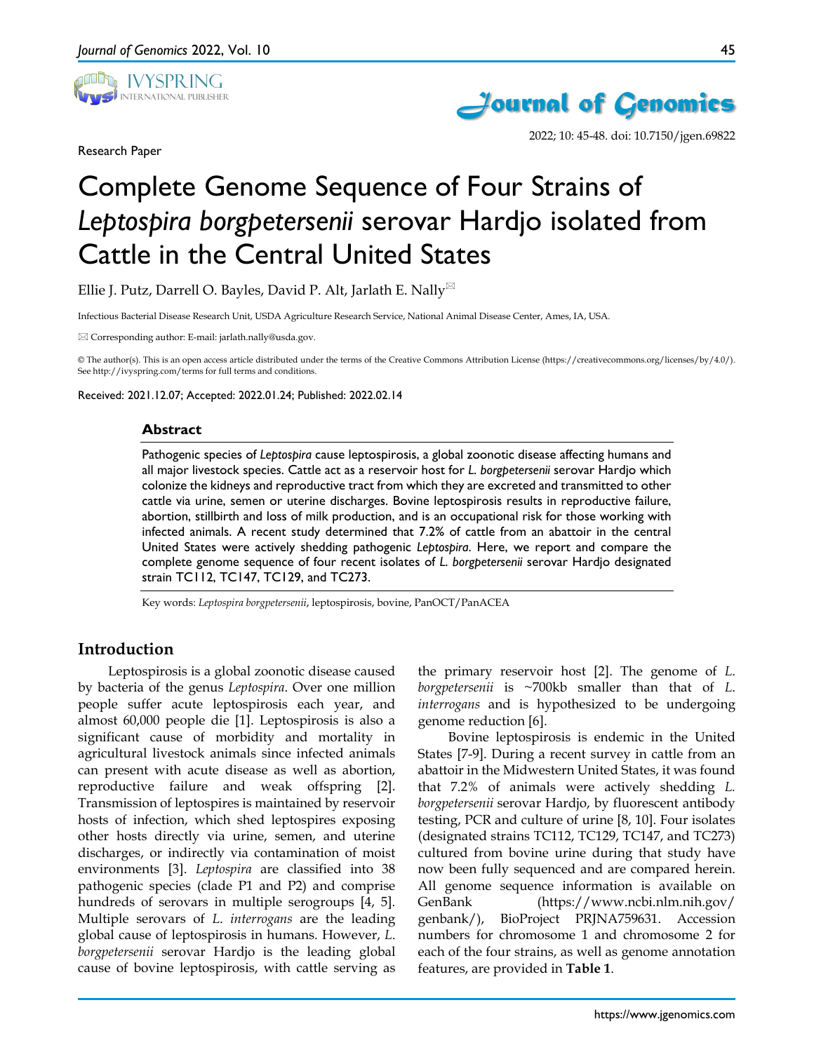Research Paper

# Complete Genome Sequence of Four Strains of *Leptospira borgpetersenii* serovar Hardjo isolated from Cattle in the Central United States

Ellie J. Putz, Darrell O. Bayles, David P. Alt, Jarlath E. Nally✉

Infectious Bacterial Disease Research Unit, USDA Agriculture Research Service, National Animal Disease Center, Ames, IA, USA.

✉ Corresponding author: E-mail: jarlath.nally@usda.gov.

© The author(s). This is an open access article distributed under the terms of the Creative Commons Attribution License (https://creativecommons.org/licenses/by/4.0/). See http://ivyspring.com/terms for full terms and conditions.

Received: 2021.12.07; Accepted: 2022.01.24; Published: 2022.02.14

## Abstract

Pathogenic species of *Leptospira* cause leptospirosis, a global zoonotic disease affecting humans and all major livestock species. Cattle act as a reservoir host for *L. borgpetersenii* serovar Hardjo which colonize the kidneys and reproductive tract from which they are excreted and transmitted to other cattle via urine, semen or uterine discharges. Bovine leptospirosis results in reproductive failure, abortion, stillbirth and loss of milk production, and is an occupational risk for those working with infected animals. A recent study determined that 7.2% of cattle from an abattoir in the central United States were actively shedding pathogenic *Leptospira*. Here, we report and compare the complete genome sequence of four recent isolates of *L. borgpetersenii* serovar Hardjo designated strain TC112, TC147, TC129, and TC273.

Key words: *Leptospira borgpetersenii*, leptospirosis, bovine, PanOCT/PanACEA

## Introduction

Leptospirosis is a global zoonotic disease caused by bacteria of the genus *Leptospira*. Over one million people suffer acute leptospirosis each year, and almost 60,000 people die [1]. Leptospirosis is also a significant cause of morbidity and mortality in agricultural livestock animals since infected animals can present with acute disease as well as abortion, reproductive failure and weak offspring [2]. Transmission of leptospires is maintained by reservoir hosts of infection, which shed leptospires exposing other hosts directly via urine, semen, and uterine discharges, or indirectly via contamination of moist environments [3]. *Leptospira* are classified into 38 pathogenic species (clade P1 and P2) and comprise hundreds of serovars in multiple serogroups [4, 5]. Multiple serovars of *L. interrogans* are the leading global cause of leptospirosis in humans. However, *L. borgpetersenii* serovar Hardjo is the leading global cause of bovine leptospirosis, with cattle serving as the primary reservoir host [2]. The genome of *L. borgpetersenii* is ~700kb smaller than that of *L. interrogans* and is hypothesized to be undergoing genome reduction [6].

Bovine leptospirosis is endemic in the United States [7-9]. During a recent survey in cattle from an abattoir in the Midwestern United States, it was found that 7.2% of animals were actively shedding *L. borgpetersenii* serovar Hardjo, by fluorescent antibody testing, PCR and culture of urine [8, 10]. Four isolates (designated strains TC112, TC129, TC147, and TC273) cultured from bovine urine during that study have now been fully sequenced and are compared herein. All genome sequence information is available on GenBank (https://www.ncbi.nlm.nih.gov/genbank/), BioProject PRJNA759631. Accession numbers for chromosome 1 and chromosome 2 for each of the four strains, as well as genome annotation features, are provided in **Table 1**.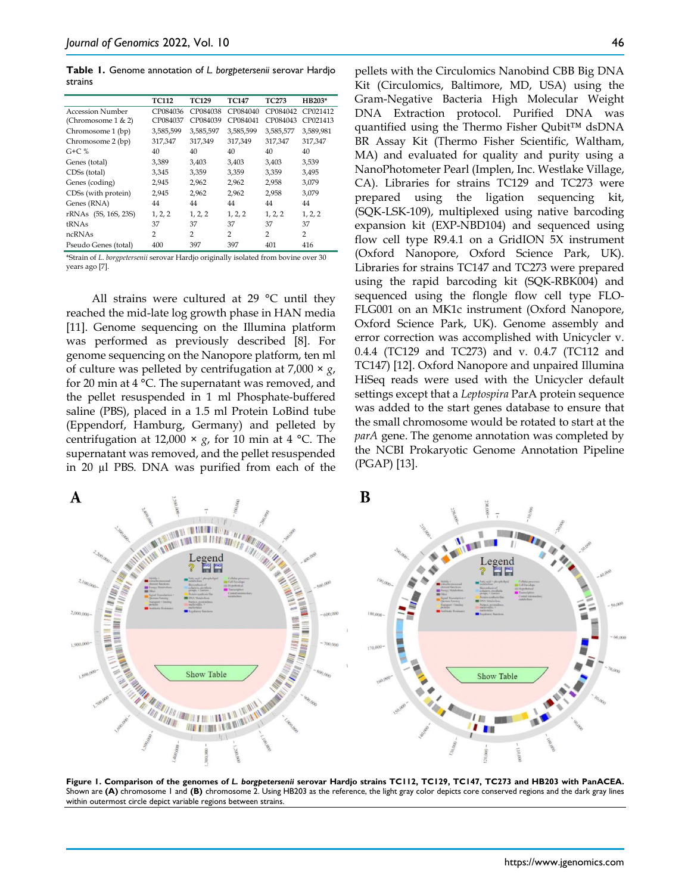**Table 1.** Genome annotation of *L. borgpetersenii* serovar Hardjo strains

| | TC112 | TC129 | TC147 | TC273 | HB203* |
|---|---|---|---|---|---|
| Accession Number | CP084036 | CP084038 | CP084040 | CP084042 | CP021412 |
| (Chromosome 1 & 2) | CP084037 | CP084039 | CP084041 | CP084043 | CP021413 |
| Chromosome 1 (bp) | 3,585,599 | 3,585,597 | 3,585,599 | 3,585,577 | 3,589,981 |
| Chromosome 2 (bp) | 317,347 | 317,349 | 317,349 | 317,347 | 317,347 |
| G+C % | 40 | 40 | 40 | 40 | 40 |
| Genes (total) | 3,389 | 3,403 | 3,403 | 3,403 | 3,539 |
| CDSs (total) | 3,345 | 3,359 | 3,359 | 3,359 | 3,495 |
| Genes (coding) | 2,945 | 2,962 | 2,962 | 2,958 | 3,079 |
| CDSs (with protein) | 2,945 | 2,962 | 2,962 | 2,958 | 3,079 |
| Genes (RNA) | 44 | 44 | 44 | 44 | 44 |
| rRNAs (5S, 16S, 23S) | 1, 2, 2 | 1, 2, 2 | 1, 2, 2 | 1, 2, 2 | 1, 2, 2 |
| tRNAs | 37 | 37 | 37 | 37 | 37 |
| ncRNAs | 2 | 2 | 2 | 2 | 2 |
| Pseudo Genes (total) | 400 | 397 | 397 | 401 | 416 |

*Strain of *L. borgpetersenii* serovar Hardjo originally isolated from bovine over 30 years ago [7].

All strains were cultured at 29 °C until they reached the mid-late log growth phase in HAN media [11]. Genome sequencing on the Illumina platform was performed as previously described [8]. For genome sequencing on the Nanopore platform, ten ml of culture was pelleted by centrifugation at 7,000 × *g*, for 20 min at 4 °C. The supernatant was removed, and the pellet resuspended in 1 ml Phosphate-buffered saline (PBS), placed in a 1.5 ml Protein LoBind tube (Eppendorf, Hamburg, Germany) and pelleted by centrifugation at 12,000 × *g*, for 10 min at 4 °C. The supernatant was removed, and the pellet resuspended in 20 µl PBS. DNA was purified from each of the pellets with the Circulomics Nanobind CBB Big DNA Kit (Circulomics, Baltimore, MD, USA) using the Gram-Negative Bacteria High Molecular Weight DNA Extraction protocol. Purified DNA was quantified using the Thermo Fisher Qubit™ dsDNA BR Assay Kit (Thermo Fisher Scientific, Waltham, MA) and evaluated for quality and purity using a NanoPhotometer Pearl (Implen, Inc. Westlake Village, CA). Libraries for strains TC129 and TC273 were prepared using the ligation sequencing kit, (SQK-LSK-109), multiplexed using native barcoding expansion kit (EXP-NBD104) and sequenced using flow cell type R9.4.1 on a GridION 5X instrument (Oxford Nanopore, Oxford Science Park, UK). Libraries for strains TC147 and TC273 were prepared using the rapid barcoding kit (SQK-RBK004) and sequenced using the flongle flow cell type FLO-FLG001 on an MK1c instrument (Oxford Nanopore, Oxford Science Park, UK). Genome assembly and error correction was accomplished with Unicycler v. 0.4.4 (TC129 and TC273) and v. 0.4.7 (TC112 and TC147) [12]. Oxford Nanopore and unpaired Illumina HiSeq reads were used with the Unicycler default settings except that a *Leptospira* ParA protein sequence was added to the start genes database to ensure that the small chromosome would be rotated to start at the *parA* gene. The genome annotation was completed by the NCBI Prokaryotic Genome Annotation Pipeline (PGAP) [13].

**Figure 1. Comparison of the genomes of *L. borgpetersenii* serovar Hardjo strains TC112, TC129, TC147, TC273 and HB203 with PanACEA.** Shown are **(A)** chromosome 1 and **(B)** chromosome 2. Using HB203 as the reference, the light gray color depicts core conserved regions and the dark gray lines within outermost circle depict variable regions between strains.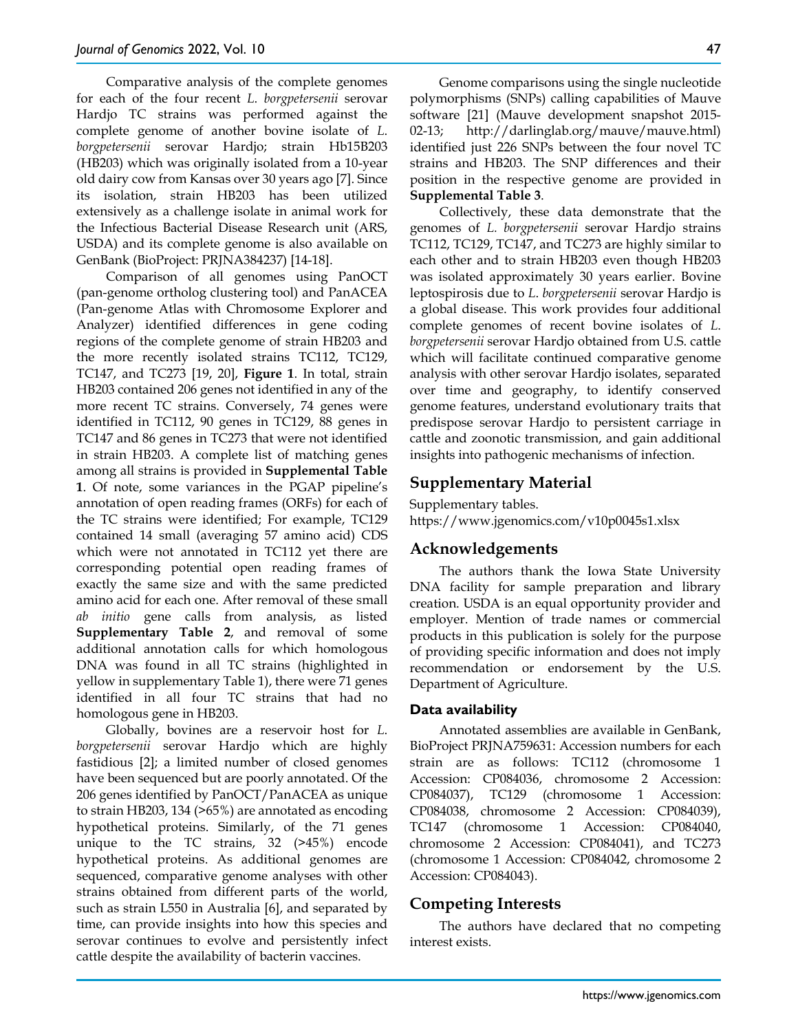Comparative analysis of the complete genomes for each of the four recent *L. borgpetersenii* serovar Hardjo TC strains was performed against the complete genome of another bovine isolate of *L. borgpetersenii* serovar Hardjo; strain Hb15B203 (HB203) which was originally isolated from a 10-year old dairy cow from Kansas over 30 years ago [7]. Since its isolation, strain HB203 has been utilized extensively as a challenge isolate in animal work for the Infectious Bacterial Disease Research unit (ARS, USDA) and its complete genome is also available on GenBank (BioProject: PRJNA384237) [14-18].

Comparison of all genomes using PanOCT (pan-genome ortholog clustering tool) and PanACEA (Pan-genome Atlas with Chromosome Explorer and Analyzer) identified differences in gene coding regions of the complete genome of strain HB203 and the more recently isolated strains TC112, TC129, TC147, and TC273 [19, 20], **Figure 1**. In total, strain HB203 contained 206 genes not identified in any of the more recent TC strains. Conversely, 74 genes were identified in TC112, 90 genes in TC129, 88 genes in TC147 and 86 genes in TC273 that were not identified in strain HB203. A complete list of matching genes among all strains is provided in **Supplemental Table 1**. Of note, some variances in the PGAP pipeline's annotation of open reading frames (ORFs) for each of the TC strains were identified; For example, TC129 contained 14 small (averaging 57 amino acid) CDS which were not annotated in TC112 yet there are corresponding potential open reading frames of exactly the same size and with the same predicted amino acid for each one. After removal of these small *ab initio* gene calls from analysis, as listed **Supplementary Table 2**, and removal of some additional annotation calls for which homologous DNA was found in all TC strains (highlighted in yellow in supplementary Table 1), there were 71 genes identified in all four TC strains that had no homologous gene in HB203.

Globally, bovines are a reservoir host for *L. borgpetersenii* serovar Hardjo which are highly fastidious [2]; a limited number of closed genomes have been sequenced but are poorly annotated. Of the 206 genes identified by PanOCT/PanACEA as unique to strain HB203, 134 (>65%) are annotated as encoding hypothetical proteins. Similarly, of the 71 genes unique to the TC strains, 32 (>45%) encode hypothetical proteins. As additional genomes are sequenced, comparative genome analyses with other strains obtained from different parts of the world, such as strain L550 in Australia [6], and separated by time, can provide insights into how this species and serovar continues to evolve and persistently infect cattle despite the availability of bacterin vaccines.

Genome comparisons using the single nucleotide polymorphisms (SNPs) calling capabilities of Mauve software [21] (Mauve development snapshot 2015-02-13; http://darlinglab.org/mauve/mauve.html) identified just 226 SNPs between the four novel TC strains and HB203. The SNP differences and their position in the respective genome are provided in **Supplemental Table 3**.

Collectively, these data demonstrate that the genomes of *L. borgpetersenii* serovar Hardjo strains TC112, TC129, TC147, and TC273 are highly similar to each other and to strain HB203 even though HB203 was isolated approximately 30 years earlier. Bovine leptospirosis due to *L. borgpetersenii* serovar Hardjo is a global disease. This work provides four additional complete genomes of recent bovine isolates of *L. borgpetersenii* serovar Hardjo obtained from U.S. cattle which will facilitate continued comparative genome analysis with other serovar Hardjo isolates, separated over time and geography, to identify conserved genome features, understand evolutionary traits that predispose serovar Hardjo to persistent carriage in cattle and zoonotic transmission, and gain additional insights into pathogenic mechanisms of infection.

## Supplementary Material

Supplementary tables.
https://www.jgenomics.com/v10p0045s1.xlsx

## Acknowledgements

The authors thank the Iowa State University DNA facility for sample preparation and library creation. USDA is an equal opportunity provider and employer. Mention of trade names or commercial products in this publication is solely for the purpose of providing specific information and does not imply recommendation or endorsement by the U.S. Department of Agriculture.

### Data availability

Annotated assemblies are available in GenBank, BioProject PRJNA759631: Accession numbers for each strain are as follows: TC112 (chromosome 1 Accession: CP084036, chromosome 2 Accession: CP084037), TC129 (chromosome 1 Accession: CP084038, chromosome 2 Accession: CP084039), TC147 (chromosome 1 Accession: CP084040, chromosome 2 Accession: CP084041), and TC273 (chromosome 1 Accession: CP084042, chromosome 2 Accession: CP084043).

## Competing Interests

The authors have declared that no competing interest exists.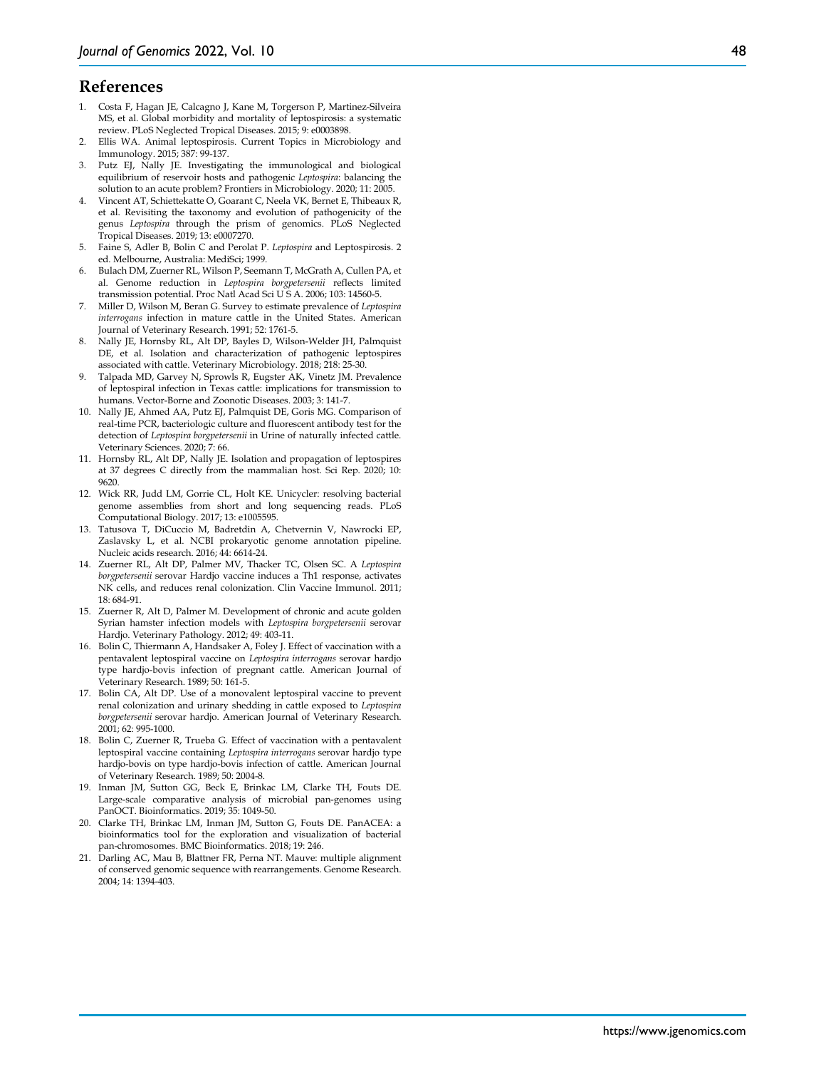## References

1. Costa F, Hagan JE, Calcagno J, Kane M, Torgerson P, Martinez-Silveira MS, et al. Global morbidity and mortality of leptospirosis: a systematic review. PLoS Neglected Tropical Diseases. 2015; 9: e0003898.
2. Ellis WA. Animal leptospirosis. Current Topics in Microbiology and Immunology. 2015; 387: 99-137.
3. Putz EJ, Nally JE. Investigating the immunological and biological equilibrium of reservoir hosts and pathogenic *Leptospira*: balancing the solution to an acute problem? Frontiers in Microbiology. 2020; 11: 2005.
4. Vincent AT, Schiettekatte O, Goarant C, Neela VK, Bernet E, Thibeaux R, et al. Revisiting the taxonomy and evolution of pathogenicity of the genus *Leptospira* through the prism of genomics. PLoS Neglected Tropical Diseases. 2019; 13: e0007270.
5. Faine S, Adler B, Bolin C and Perolat P. *Leptospira* and Leptospirosis. 2 ed. Melbourne, Australia: MediSci; 1999.
6. Bulach DM, Zuerner RL, Wilson P, Seemann T, McGrath A, Cullen PA, et al. Genome reduction in *Leptospira borgpetersenii* reflects limited transmission potential. Proc Natl Acad Sci U S A. 2006; 103: 14560-5.
7. Miller D, Wilson M, Beran G. Survey to estimate prevalence of *Leptospira interrogans* infection in mature cattle in the United States. American Journal of Veterinary Research. 1991; 52: 1761-5.
8. Nally JE, Hornsby RL, Alt DP, Bayles D, Wilson-Welder JH, Palmquist DE, et al. Isolation and characterization of pathogenic leptospires associated with cattle. Veterinary Microbiology. 2018; 218: 25-30.
9. Talpada MD, Garvey N, Sprowls R, Eugster AK, Vinetz JM. Prevalence of leptospiral infection in Texas cattle: implications for transmission to humans. Vector-Borne and Zoonotic Diseases. 2003; 3: 141-7.
10. Nally JE, Ahmed AA, Putz EJ, Palmquist DE, Goris MG. Comparison of real-time PCR, bacteriologic culture and fluorescent antibody test for the detection of *Leptospira borgpetersenii* in Urine of naturally infected cattle. Veterinary Sciences. 2020; 7: 66.
11. Hornsby RL, Alt DP, Nally JE. Isolation and propagation of leptospires at 37 degrees C directly from the mammalian host. Sci Rep. 2020; 10: 9620.
12. Wick RR, Judd LM, Gorrie CL, Holt KE. Unicycler: resolving bacterial genome assemblies from short and long sequencing reads. PLoS Computational Biology. 2017; 13: e1005595.
13. Tatusova T, DiCuccio M, Badretdin A, Chetvernin V, Nawrocki EP, Zaslavsky L, et al. NCBI prokaryotic genome annotation pipeline. Nucleic acids research. 2016; 44: 6614-24.
14. Zuerner RL, Alt DP, Palmer MV, Thacker TC, Olsen SC. A *Leptospira borgpetersenii* serovar Hardjo vaccine induces a Th1 response, activates NK cells, and reduces renal colonization. Clin Vaccine Immunol. 2011; 18: 684-91.
15. Zuerner R, Alt D, Palmer M. Development of chronic and acute golden Syrian hamster infection models with *Leptospira borgpetersenii* serovar Hardjo. Veterinary Pathology. 2012; 49: 403-11.
16. Bolin C, Thiermann A, Handsaker A, Foley J. Effect of vaccination with a pentavalent leptospiral vaccine on *Leptospira interrogans* serovar hardjo type hardjo-bovis infection of pregnant cattle. American Journal of Veterinary Research. 1989; 50: 161-5.
17. Bolin CA, Alt DP. Use of a monovalent leptospiral vaccine to prevent renal colonization and urinary shedding in cattle exposed to *Leptospira borgpetersenii* serovar hardjo. American Journal of Veterinary Research. 2001; 62: 995-1000.
18. Bolin C, Zuerner R, Trueba G. Effect of vaccination with a pentavalent leptospiral vaccine containing *Leptospira interrogans* serovar hardjo type hardjo-bovis on type hardjo-bovis infection of cattle. American Journal of Veterinary Research. 1989; 50: 2004-8.
19. Inman JM, Sutton GG, Beck E, Brinkac LM, Clarke TH, Fouts DE. Large-scale comparative analysis of microbial pan-genomes using PanOCT. Bioinformatics. 2019; 35: 1049-50.
20. Clarke TH, Brinkac LM, Inman JM, Sutton G, Fouts DE. PanACEA: a bioinformatics tool for the exploration and visualization of bacterial pan-chromosomes. BMC Bioinformatics. 2018; 19: 246.
21. Darling AC, Mau B, Blattner FR, Perna NT. Mauve: multiple alignment of conserved genomic sequence with rearrangements. Genome Research. 2004; 14: 1394-403.